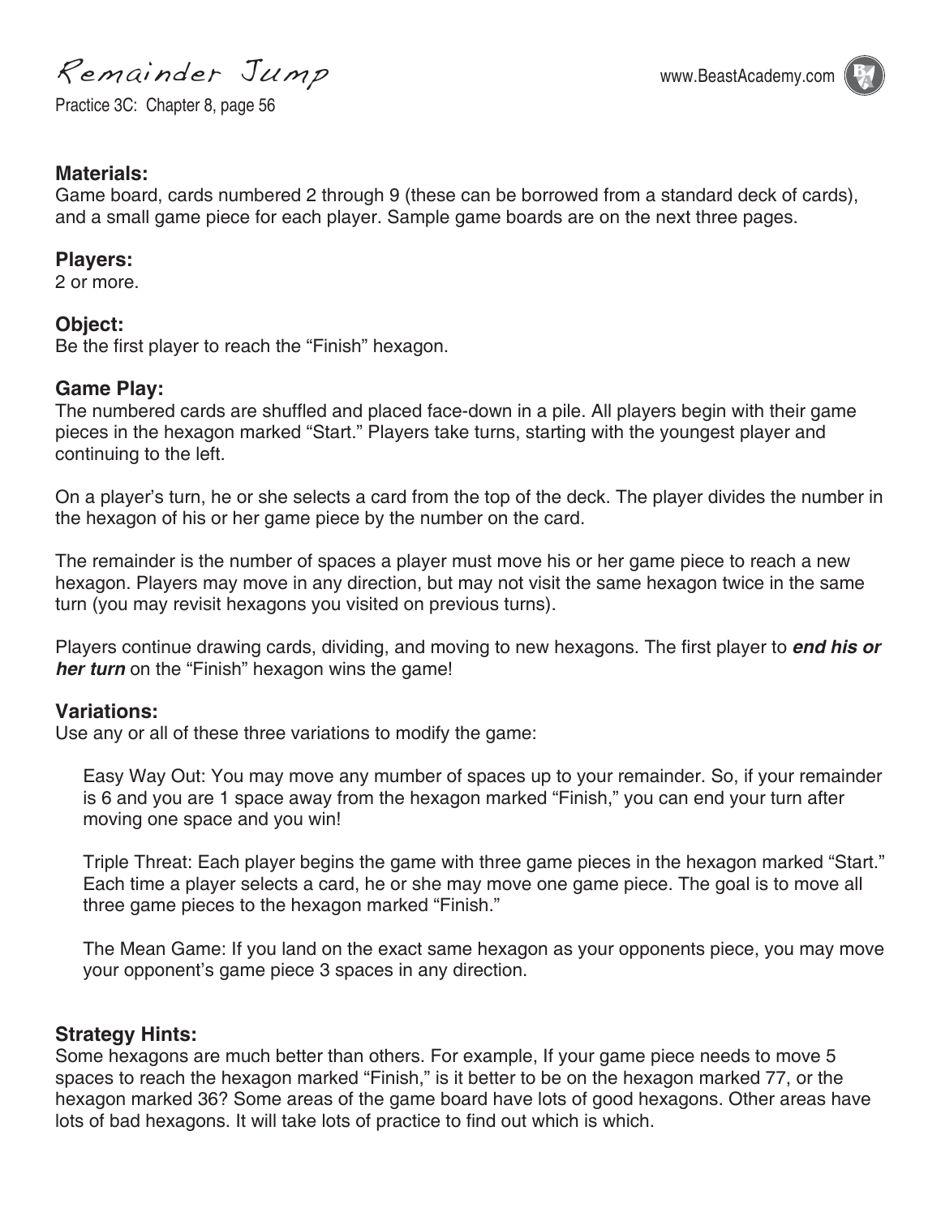# Remainder Jump

Practice 3C: Chapter 8, page 56

### Materials:

Game board, cards numbered 2 through 9 (these can be borrowed from a standard deck of cards), and a small game piece for each player. Sample game boards are on the next three pages.

### Players:

2 or more.

### Object:

Be the first player to reach the "Finish" hexagon.

### Game Play:

The numbered cards are shuffled and placed face-down in a pile. All players begin with their game pieces in the hexagon marked "Start." Players take turns, starting with the youngest player and continuing to the left.

On a player's turn, he or she selects a card from the top of the deck. The player divides the number in the hexagon of his or her game piece by the number on the card.

The remainder is the number of spaces a player must move his or her game piece to reach a new hexagon. Players may move in any direction, but may not visit the same hexagon twice in the same turn (you may revisit hexagons you visited on previous turns).

Players continue drawing cards, dividing, and moving to new hexagons. The first player to ***end his or her turn*** on the "Finish" hexagon wins the game!

### Variations:

Use any or all of these three variations to modify the game:

Easy Way Out: You may move any mumber of spaces up to your remainder. So, if your remainder is 6 and you are 1 space away from the hexagon marked "Finish," you can end your turn after moving one space and you win!

Triple Threat: Each player begins the game with three game pieces in the hexagon marked "Start." Each time a player selects a card, he or she may move one game piece. The goal is to move all three game pieces to the hexagon marked "Finish."

The Mean Game: If you land on the exact same hexagon as your opponents piece, you may move your opponent's game piece 3 spaces in any direction.

### Strategy Hints:

Some hexagons are much better than others. For example, If your game piece needs to move 5 spaces to reach the hexagon marked "Finish," is it better to be on the hexagon marked 77, or the hexagon marked 36? Some areas of the game board have lots of good hexagons. Other areas have lots of bad hexagons. It will take lots of practice to find out which is which.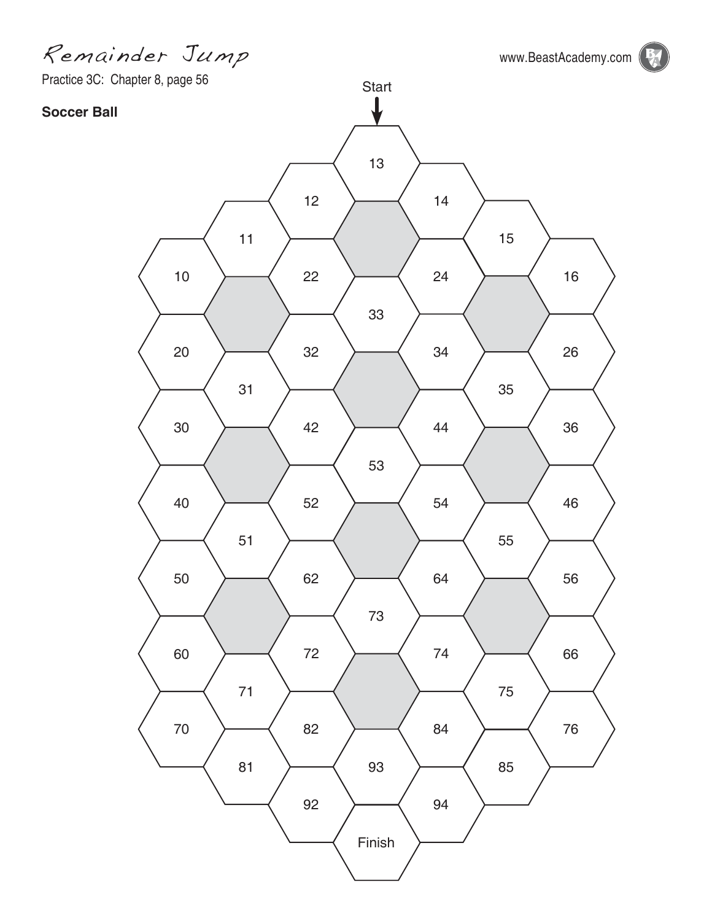# Remainder Jump

Practice 3C: Chapter 8, page 56

**Soccer Ball**

Start

13

12 14

11 15

10 22 24 16

33

20 32 34 26

31 35

30 42 44 36

53

40 52 54 46

51 55

50 62 64 56

73

60 72 74 66

71 75

70 82 84 76

81 93 85

92 94

Finish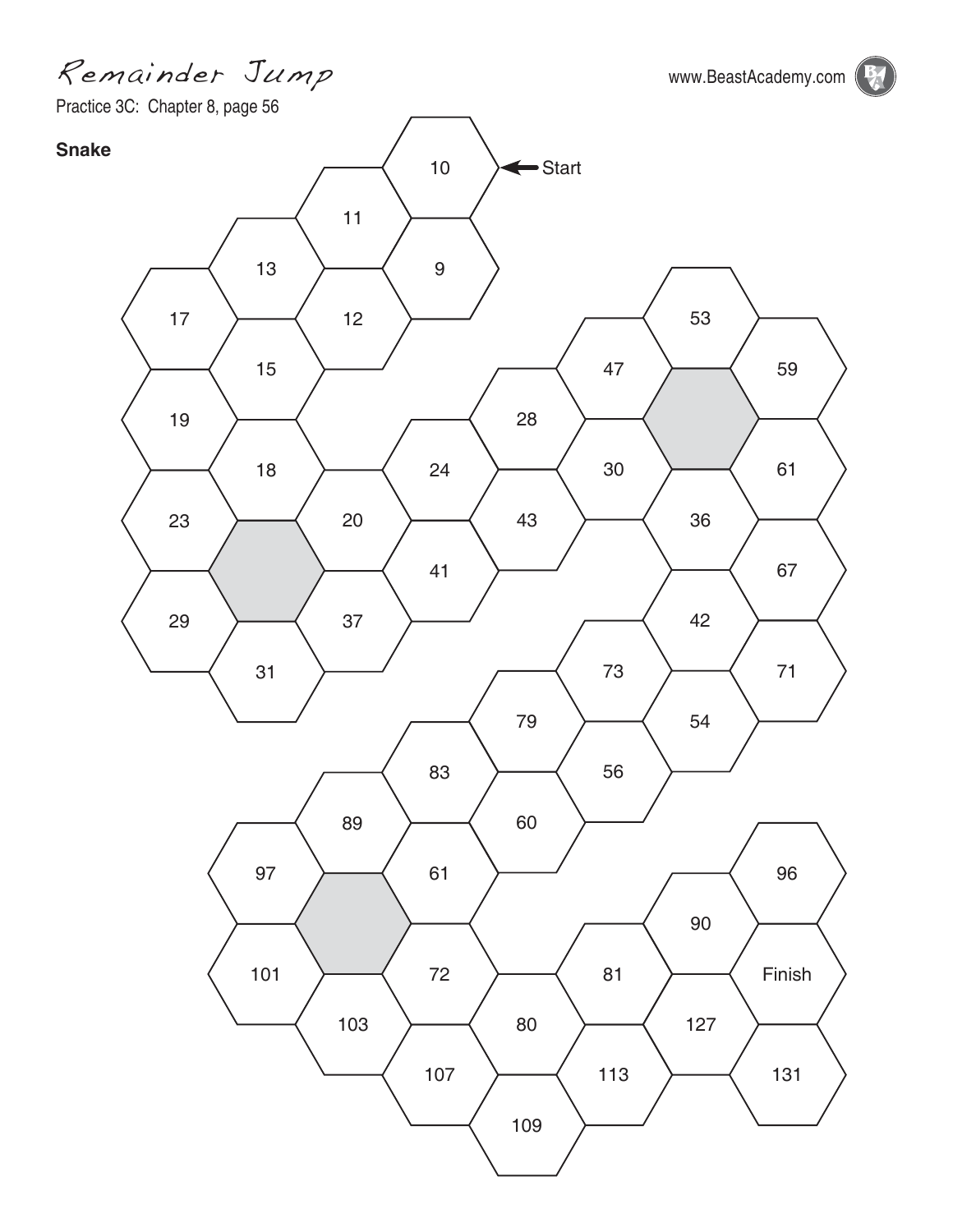# Remainder Jump

Practice 3C: Chapter 8, page 56

**Snake**

10 ← Start

11

9

13

12

17

15

53

47

59

28

19

18

24

30

61

23

20

43

36

41

67

29

37

42

31

73

71

79

54

83

56

89

60

97

61

96

90

101

72

81

Finish

103

80

127

107

113

131

109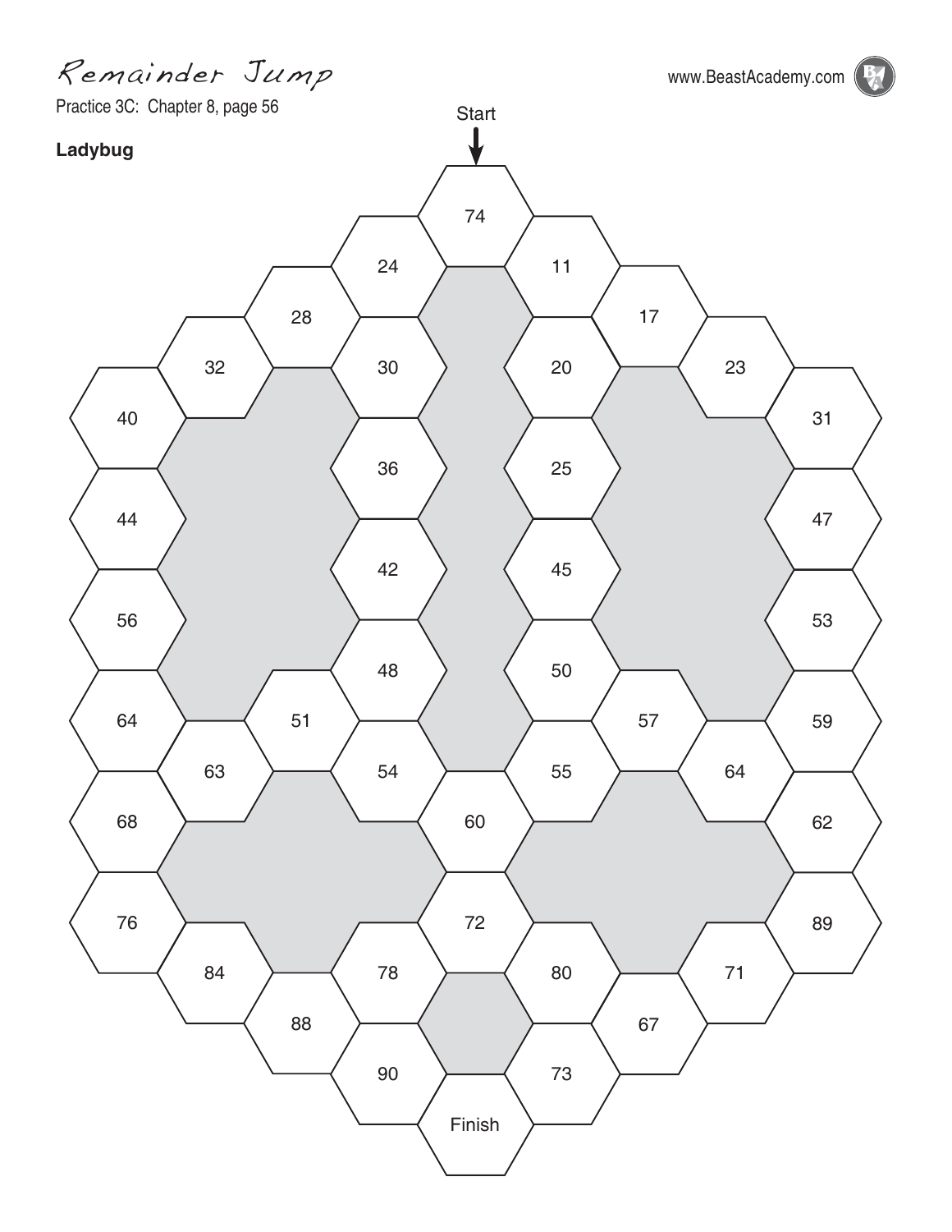# Remainder Jump

Practice 3C: Chapter 8, page 56

www.BeastAcademy.com

**Ladybug**

Start

74

24 11

28 30 20 17

32 23

40 36 25 31

44 42 45 47

56 53

48 50

64 51 57 59

63 54 55 64

68 60 62

76 72 89

84 78 80 71

88 67

90 73

Finish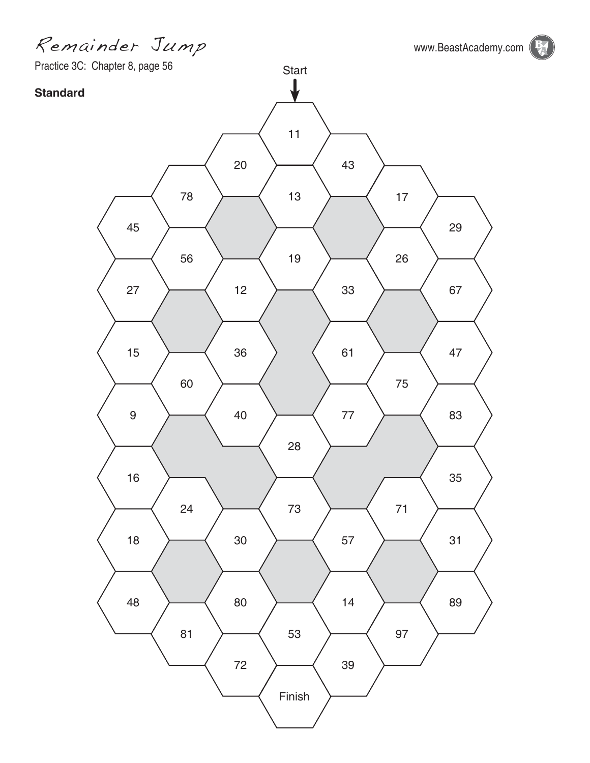# Remainder Jump

Practice 3C: Chapter 8, page 56

**Standard**

Start

11

20 43

78 13 17

45 29

56 19 26

27 12 33 67

15 36 61 47

60 75

9 40 77 83

28

16 35

24 73 71

18 30 57 31

48 80 14 89

81 53 97

72 39

Finish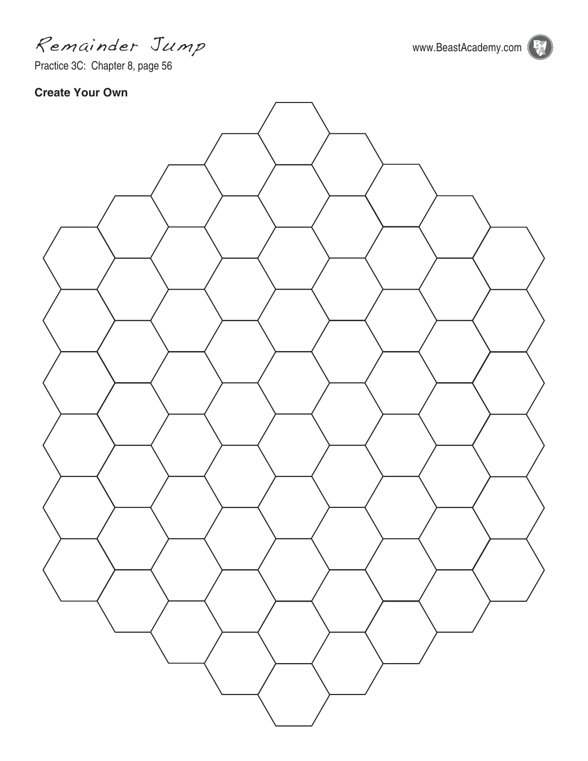Remainder Jump

Practice 3C: Chapter 8, page 56

**Create Your Own**